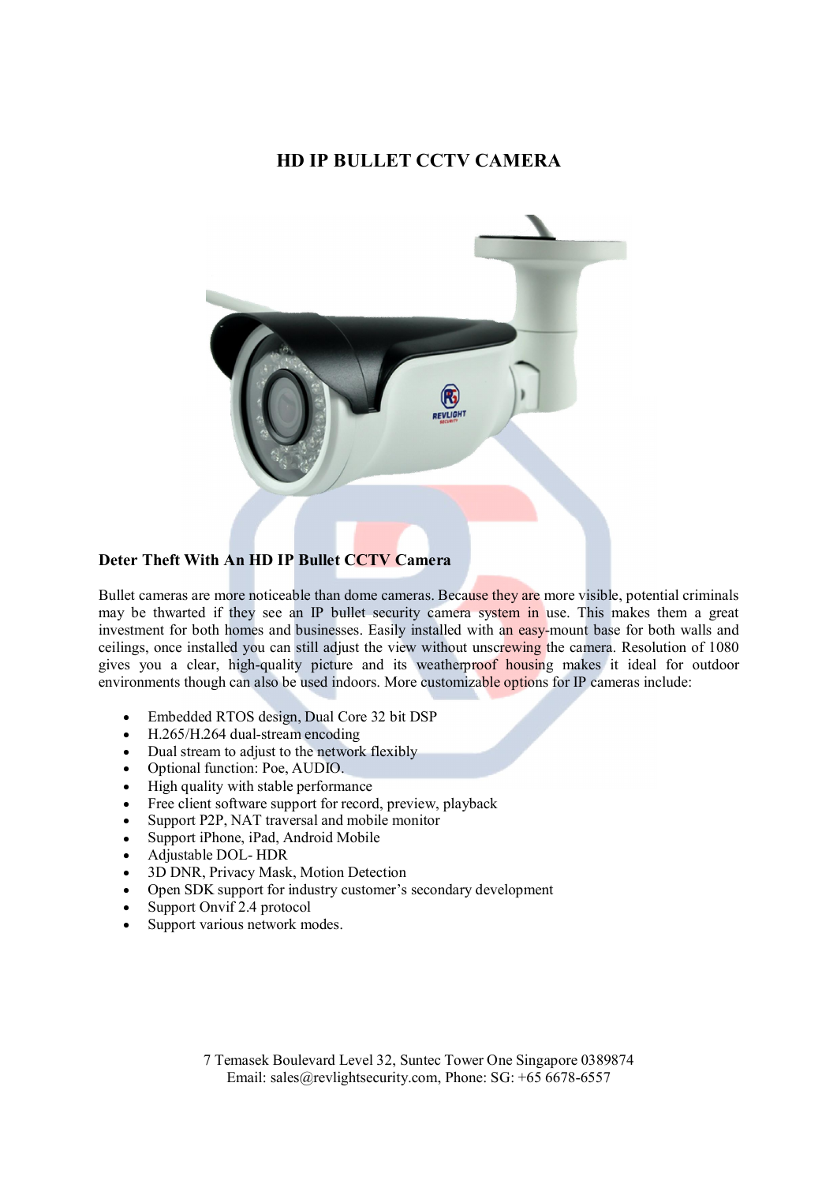# HD IP BULLET CCTV CAMERA

## Deter Theft With An HD IP Bullet CCTV Camera

Bullet cameras are more noticeable than dome cameras. Because they are more visible, potential criminals may be thwarted if they see an IP bullet security camera system in use. This makes them a great investment for both homes and businesses. Easily installed with an easy-mount base for both walls and ceilings, once installed you can still adjust the view without unscrewing the camera. Resolution of 1080 gives you a clear, high-quality picture and its weatherproof housing makes it ideal for outdoor environments though can also be used indoors. More customizable options for IP cameras include:

- Embedded RTOS design, Dual Core 32 bit DSP
- H.265/H.264 dual-stream encoding
- Dual stream to adjust to the network flexibly
- Optional function: Poe, AUDIO.
- High quality with stable performance
- Free client software support for record, preview, playback
- Support P2P, NAT traversal and mobile monitor
- Support iPhone, iPad, Android Mobile
- Adjustable DOL- HDR
- 3D DNR, Privacy Mask, Motion Detection
- Open SDK support for industry customer's secondary development
- Support Onvif 2.4 protocol
- Support various network modes.

7 Temasek Boulevard Level 32, Suntec Tower One Singapore 0389874
Email: sales@revlightsecurity.com, Phone: SG: +65 6678-6557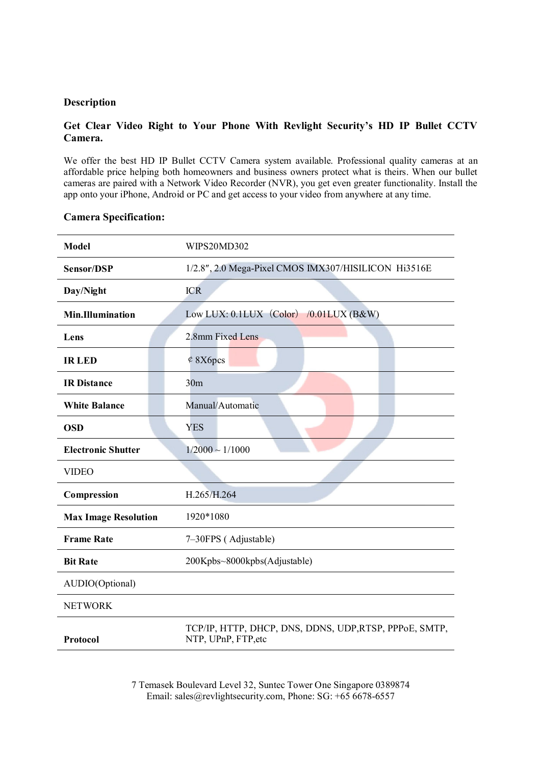**Description**

**Get Clear Video Right to Your Phone With Revlight Security's HD IP Bullet CCTV Camera.**

We offer the best HD IP Bullet CCTV Camera system available. Professional quality cameras at an affordable price helping both homeowners and business owners protect what is theirs. When our bullet cameras are paired with a Network Video Recorder (NVR), you get even greater functionality. Install the app onto your iPhone, Android or PC and get access to your video from anywhere at any time.

**Camera Specification:**

| | |
|---|---|
| **Model** | WIPS20MD302 |
| **Sensor/DSP** | 1/2.8″, 2.0 Mega-Pixel CMOS IMX307/HISILICON Hi3516E |
| **Day/Night** | ICR |
| **Min.Illumination** | Low LUX: 0.1LUX（Color） /0.01LUX (B&W) |
| **Lens** | 2.8mm Fixed Lens |
| **IR LED** | ¢ 8X6pcs |
| **IR Distance** | 30m |
| **White Balance** | Manual/Automatic |
| **OSD** | YES |
| **Electronic Shutter** | 1/2000 ~ 1/1000 |
| VIDEO | |
| **Compression** | H.265/H.264 |
| **Max Image Resolution** | 1920*1080 |
| **Frame Rate** | 7–30FPS ( Adjustable) |
| **Bit Rate** | 200Kpbs~8000kpbs(Adjustable) |
| AUDIO(Optional) | |
| NETWORK | |
| **Protocol** | TCP/IP, HTTP, DHCP, DNS, DDNS, UDP,RTSP, PPPoE, SMTP, NTP, UPnP, FTP,etc |

7 Temasek Boulevard Level 32, Suntec Tower One Singapore 0389874
Email: sales@revlightsecurity.com, Phone: SG: +65 6678-6557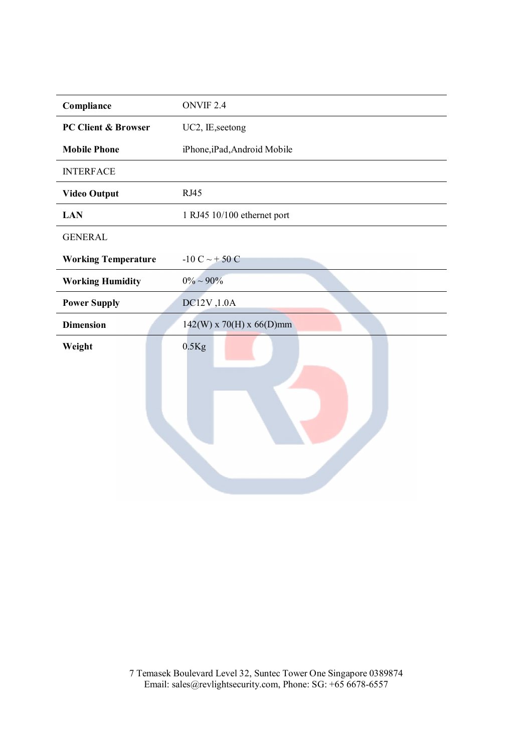| | |
|---|---|
| **Compliance** | ONVIF 2.4 |
| **PC Client & Browser** | UC2, IE,seetong |
| **Mobile Phone** | iPhone,iPad,Android Mobile |
| INTERFACE | |
| **Video Output** | RJ45 |
| **LAN** | 1 RJ45 10/100 ethernet port |
| GENERAL | |
| **Working Temperature** | -10 C ~ + 50 C |
| **Working Humidity** | 0% ~ 90% |
| **Power Supply** | DC12V ,1.0A |
| **Dimension** | 142(W) x 70(H) x 66(D)mm |
| **Weight** | 0.5Kg |

7 Temasek Boulevard Level 32, Suntec Tower One Singapore 0389874
Email: sales@revlightsecurity.com, Phone: SG: +65 6678-6557